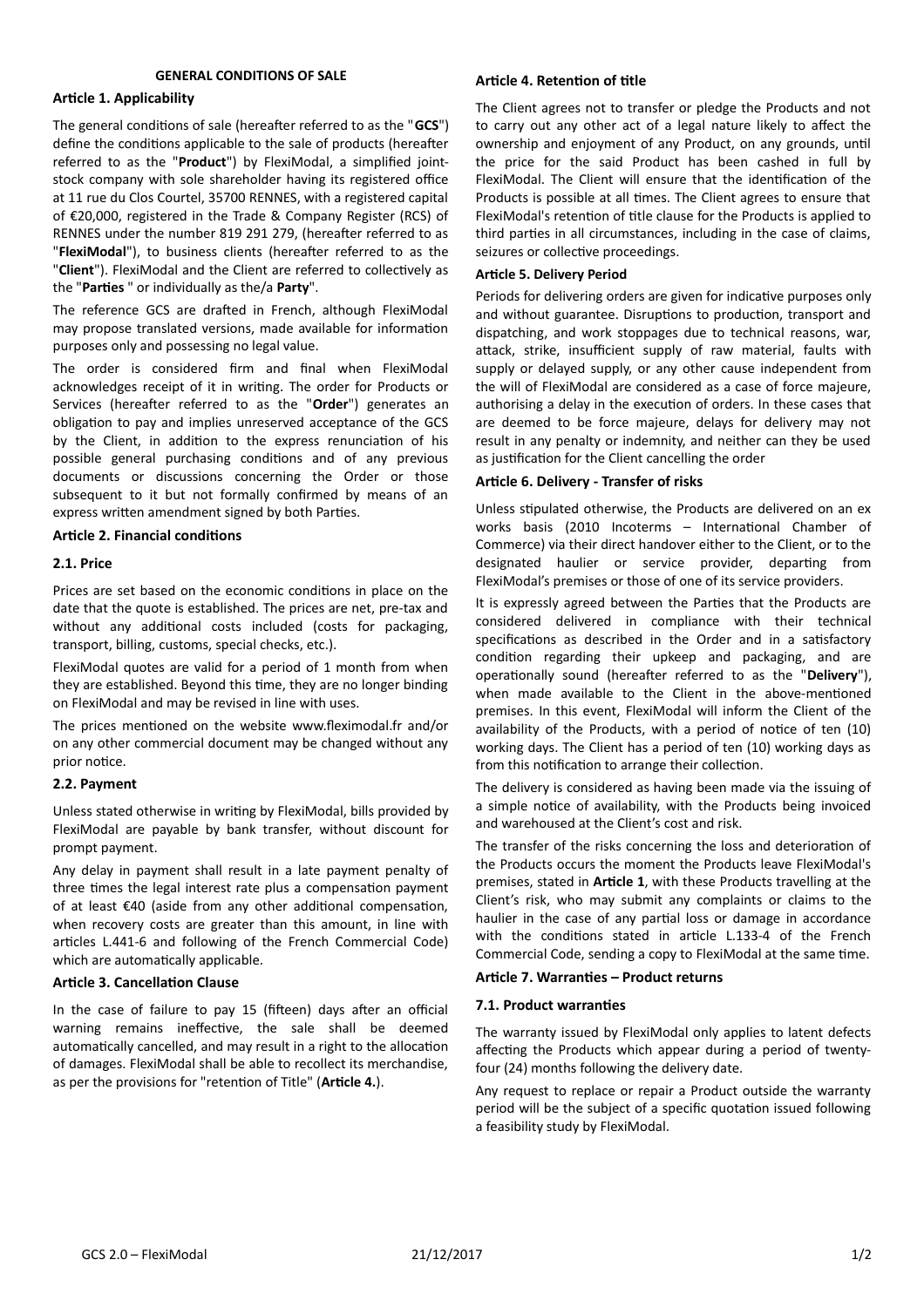# GENERAL CONDITIONS OF SALE

## Article 1. Applicability

The general conditions of sale (hereafter referred to as the "**GCS**") define the conditions applicable to the sale of products (hereafter referred to as the "**Product**") by FlexiModal, a simplified joint-stock company with sole shareholder having its registered office at 11 rue du Clos Courtel, 35700 RENNES, with a registered capital of €20,000, registered in the Trade & Company Register (RCS) of RENNES under the number 819 291 279, (hereafter referred to as "**FlexiModal**"), to business clients (hereafter referred to as the "**Client**"). FlexiModal and the Client are referred to collectively as the "**Parties** " or individually as the/a **Party**".

The reference GCS are drafted in French, although FlexiModal may propose translated versions, made available for information purposes only and possessing no legal value.

The order is considered firm and final when FlexiModal acknowledges receipt of it in writing. The order for Products or Services (hereafter referred to as the "**Order**") generates an obligation to pay and implies unreserved acceptance of the GCS by the Client, in addition to the express renunciation of his possible general purchasing conditions and of any previous documents or discussions concerning the Order or those subsequent to it but not formally confirmed by means of an express written amendment signed by both Parties.

## Article 2. Financial conditions

### 2.1. Price

Prices are set based on the economic conditions in place on the date that the quote is established. The prices are net, pre-tax and without any additional costs included (costs for packaging, transport, billing, customs, special checks, etc.).

FlexiModal quotes are valid for a period of 1 month from when they are established. Beyond this time, they are no longer binding on FlexiModal and may be revised in line with uses.

The prices mentioned on the website www.fleximodal.fr and/or on any other commercial document may be changed without any prior notice.

### 2.2. Payment

Unless stated otherwise in writing by FlexiModal, bills provided by FlexiModal are payable by bank transfer, without discount for prompt payment.

Any delay in payment shall result in a late payment penalty of three times the legal interest rate plus a compensation payment of at least €40 (aside from any other additional compensation, when recovery costs are greater than this amount, in line with articles L.441-6 and following of the French Commercial Code) which are automatically applicable.

## Article 3. Cancellation Clause

In the case of failure to pay 15 (fifteen) days after an official warning remains ineffective, the sale shall be deemed automatically cancelled, and may result in a right to the allocation of damages. FlexiModal shall be able to recollect its merchandise, as per the provisions for "retention of Title" (**Article 4.**).

## Article 4. Retention of title

The Client agrees not to transfer or pledge the Products and not to carry out any other act of a legal nature likely to affect the ownership and enjoyment of any Product, on any grounds, until the price for the said Product has been cashed in full by FlexiModal. The Client will ensure that the identification of the Products is possible at all times. The Client agrees to ensure that FlexiModal's retention of title clause for the Products is applied to third parties in all circumstances, including in the case of claims, seizures or collective proceedings.

## Article 5. Delivery Period

Periods for delivering orders are given for indicative purposes only and without guarantee. Disruptions to production, transport and dispatching, and work stoppages due to technical reasons, war, attack, strike, insufficient supply of raw material, faults with supply or delayed supply, or any other cause independent from the will of FlexiModal are considered as a case of force majeure, authorising a delay in the execution of orders. In these cases that are deemed to be force majeure, delays for delivery may not result in any penalty or indemnity, and neither can they be used as justification for the Client cancelling the order

## Article 6. Delivery - Transfer of risks

Unless stipulated otherwise, the Products are delivered on an ex works basis (2010 Incoterms – International Chamber of Commerce) via their direct handover either to the Client, or to the designated haulier or service provider, departing from FlexiModal's premises or those of one of its service providers.

It is expressly agreed between the Parties that the Products are considered delivered in compliance with their technical specifications as described in the Order and in a satisfactory condition regarding their upkeep and packaging, and are operationally sound (hereafter referred to as the "**Delivery**"), when made available to the Client in the above-mentioned premises. In this event, FlexiModal will inform the Client of the availability of the Products, with a period of notice of ten (10) working days. The Client has a period of ten (10) working days as from this notification to arrange their collection.

The delivery is considered as having been made via the issuing of a simple notice of availability, with the Products being invoiced and warehoused at the Client's cost and risk.

The transfer of the risks concerning the loss and deterioration of the Products occurs the moment the Products leave FlexiModal's premises, stated in **Article 1**, with these Products travelling at the Client's risk, who may submit any complaints or claims to the haulier in the case of any partial loss or damage in accordance with the conditions stated in article L.133-4 of the French Commercial Code, sending a copy to FlexiModal at the same time.

## Article 7. Warranties – Product returns

### 7.1. Product warranties

The warranty issued by FlexiModal only applies to latent defects affecting the Products which appear during a period of twenty-four (24) months following the delivery date.

Any request to replace or repair a Product outside the warranty period will be the subject of a specific quotation issued following a feasibility study by FlexiModal.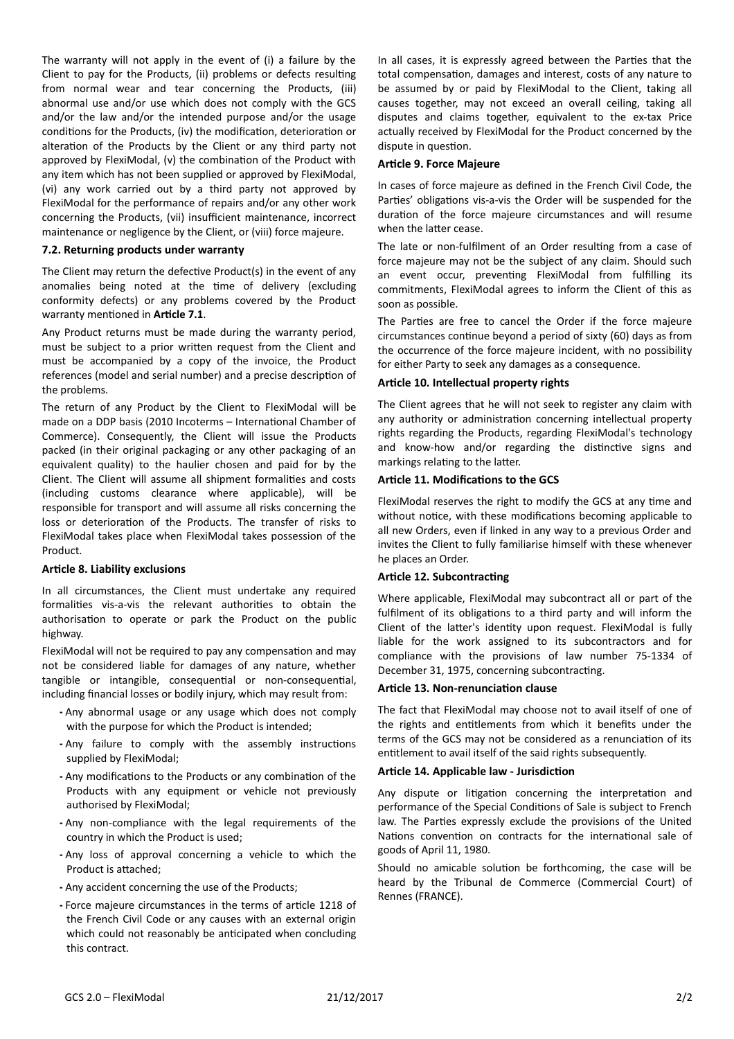The warranty will not apply in the event of (i) a failure by the Client to pay for the Products, (ii) problems or defects resulting from normal wear and tear concerning the Products, (iii) abnormal use and/or use which does not comply with the GCS and/or the law and/or the intended purpose and/or the usage conditions for the Products, (iv) the modification, deterioration or alteration of the Products by the Client or any third party not approved by FlexiModal, (v) the combination of the Product with any item which has not been supplied or approved by FlexiModal, (vi) any work carried out by a third party not approved by FlexiModal for the performance of repairs and/or any other work concerning the Products, (vii) insufficient maintenance, incorrect maintenance or negligence by the Client, or (viii) force majeure.

### 7.2. Returning products under warranty

The Client may return the defective Product(s) in the event of any anomalies being noted at the time of delivery (excluding conformity defects) or any problems covered by the Product warranty mentioned in **Article 7.1**.

Any Product returns must be made during the warranty period, must be subject to a prior written request from the Client and must be accompanied by a copy of the invoice, the Product references (model and serial number) and a precise description of the problems.

The return of any Product by the Client to FlexiModal will be made on a DDP basis (2010 Incoterms – International Chamber of Commerce). Consequently, the Client will issue the Products packed (in their original packaging or any other packaging of an equivalent quality) to the haulier chosen and paid for by the Client. The Client will assume all shipment formalities and costs (including customs clearance where applicable), will be responsible for transport and will assume all risks concerning the loss or deterioration of the Products. The transfer of risks to FlexiModal takes place when FlexiModal takes possession of the Product.

### Article 8. Liability exclusions

In all circumstances, the Client must undertake any required formalities vis-a-vis the relevant authorities to obtain the authorisation to operate or park the Product on the public highway.

FlexiModal will not be required to pay any compensation and may not be considered liable for damages of any nature, whether tangible or intangible, consequential or non-consequential, including financial losses or bodily injury, which may result from:

- Any abnormal usage or any usage which does not comply with the purpose for which the Product is intended;
- Any failure to comply with the assembly instructions supplied by FlexiModal;
- Any modifications to the Products or any combination of the Products with any equipment or vehicle not previously authorised by FlexiModal;
- Any non-compliance with the legal requirements of the country in which the Product is used;
- Any loss of approval concerning a vehicle to which the Product is attached;
- Any accident concerning the use of the Products;
- Force majeure circumstances in the terms of article 1218 of the French Civil Code or any causes with an external origin which could not reasonably be anticipated when concluding this contract.

In all cases, it is expressly agreed between the Parties that the total compensation, damages and interest, costs of any nature to be assumed by or paid by FlexiModal to the Client, taking all causes together, may not exceed an overall ceiling, taking all disputes and claims together, equivalent to the ex-tax Price actually received by FlexiModal for the Product concerned by the dispute in question.

### Article 9. Force Majeure

In cases of force majeure as defined in the French Civil Code, the Parties' obligations vis-a-vis the Order will be suspended for the duration of the force majeure circumstances and will resume when the latter cease.

The late or non-fulfilment of an Order resulting from a case of force majeure may not be the subject of any claim. Should such an event occur, preventing FlexiModal from fulfilling its commitments, FlexiModal agrees to inform the Client of this as soon as possible.

The Parties are free to cancel the Order if the force majeure circumstances continue beyond a period of sixty (60) days as from the occurrence of the force majeure incident, with no possibility for either Party to seek any damages as a consequence.

### Article 10. Intellectual property rights

The Client agrees that he will not seek to register any claim with any authority or administration concerning intellectual property rights regarding the Products, regarding FlexiModal's technology and know-how and/or regarding the distinctive signs and markings relating to the latter.

### Article 11. Modifications to the GCS

FlexiModal reserves the right to modify the GCS at any time and without notice, with these modifications becoming applicable to all new Orders, even if linked in any way to a previous Order and invites the Client to fully familiarise himself with these whenever he places an Order.

### Article 12. Subcontracting

Where applicable, FlexiModal may subcontract all or part of the fulfilment of its obligations to a third party and will inform the Client of the latter's identity upon request. FlexiModal is fully liable for the work assigned to its subcontractors and for compliance with the provisions of law number 75-1334 of December 31, 1975, concerning subcontracting.

### Article 13. Non-renunciation clause

The fact that FlexiModal may choose not to avail itself of one of the rights and entitlements from which it benefits under the terms of the GCS may not be considered as a renunciation of its entitlement to avail itself of the said rights subsequently.

### Article 14. Applicable law - Jurisdiction

Any dispute or litigation concerning the interpretation and performance of the Special Conditions of Sale is subject to French law. The Parties expressly exclude the provisions of the United Nations convention on contracts for the international sale of goods of April 11, 1980.

Should no amicable solution be forthcoming, the case will be heard by the Tribunal de Commerce (Commercial Court) of Rennes (FRANCE).